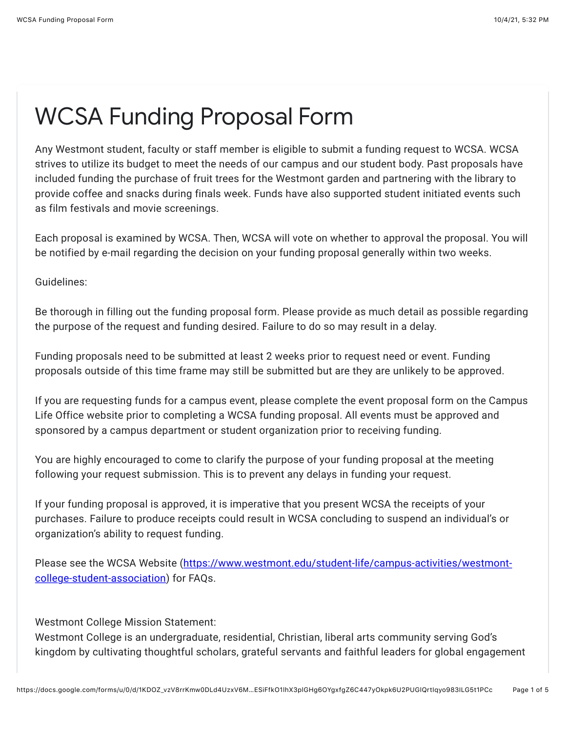# WCSA Funding Proposal Form

Any Westmont student, faculty or staff member is eligible to submit a funding request to WCSA. WCSA strives to utilize its budget to meet the needs of our campus and our student body. Past proposals have included funding the purchase of fruit trees for the Westmont garden and partnering with the library to provide coffee and snacks during finals week. Funds have also supported student initiated events such as film festivals and movie screenings.

Each proposal is examined by WCSA. Then, WCSA will vote on whether to approval the proposal. You will be notified by e-mail regarding the decision on your funding proposal generally within two weeks.

Guidelines:

Be thorough in filling out the funding proposal form. Please provide as much detail as possible regarding the purpose of the request and funding desired. Failure to do so may result in a delay.

Funding proposals need to be submitted at least 2 weeks prior to request need or event. Funding proposals outside of this time frame may still be submitted but are they are unlikely to be approved.

If you are requesting funds for a campus event, please complete the event proposal form on the Campus Life Office website prior to completing a WCSA funding proposal. All events must be approved and sponsored by a campus department or student organization prior to receiving funding.

You are highly encouraged to come to clarify the purpose of your funding proposal at the meeting following your request submission. This is to prevent any delays in funding your request.

If your funding proposal is approved, it is imperative that you present WCSA the receipts of your purchases. Failure to produce receipts could result in WCSA concluding to suspend an individual's or organization's ability to request funding.

Please see the WCSA Website ([https://www.westmont.edu/student-life/campus-activities/westmont-college-student-association](https://www.westmont.edu/student-life/campus-activities/westmont-college-student-association)) for FAQs.

Westmont College Mission Statement:
Westmont College is an undergraduate, residential, Christian, liberal arts community serving God's kingdom by cultivating thoughtful scholars, grateful servants and faithful leaders for global engagement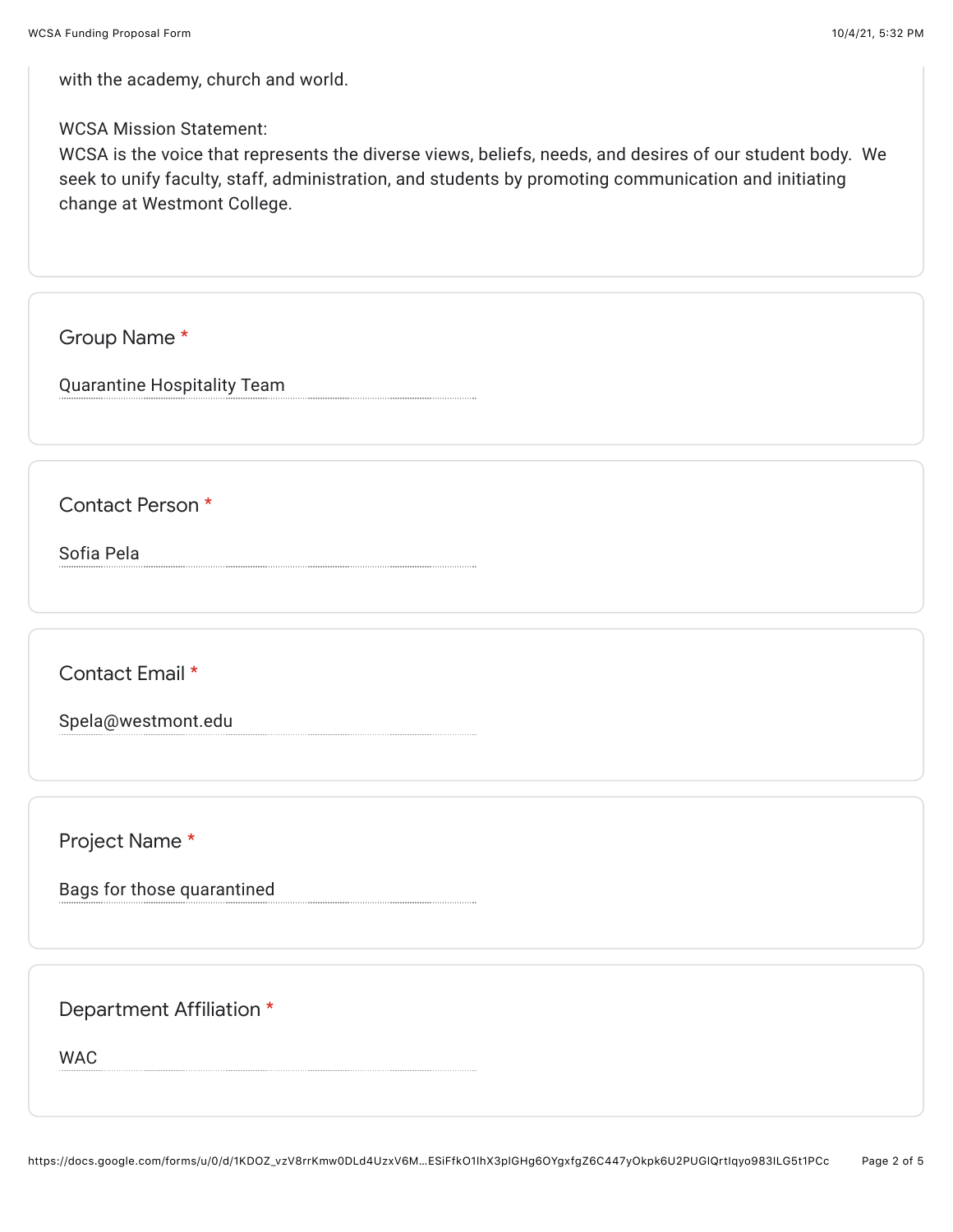with the academy, church and world.

WCSA Mission Statement:
WCSA is the voice that represents the diverse views, beliefs, needs, and desires of our student body. We seek to unify faculty, staff, administration, and students by promoting communication and initiating change at Westmont College.

Group Name *

Quarantine Hospitality Team

Contact Person *

Sofia Pela

Contact Email *

Spela@westmont.edu

Project Name *

Bags for those quarantined

Department Affiliation *

WAC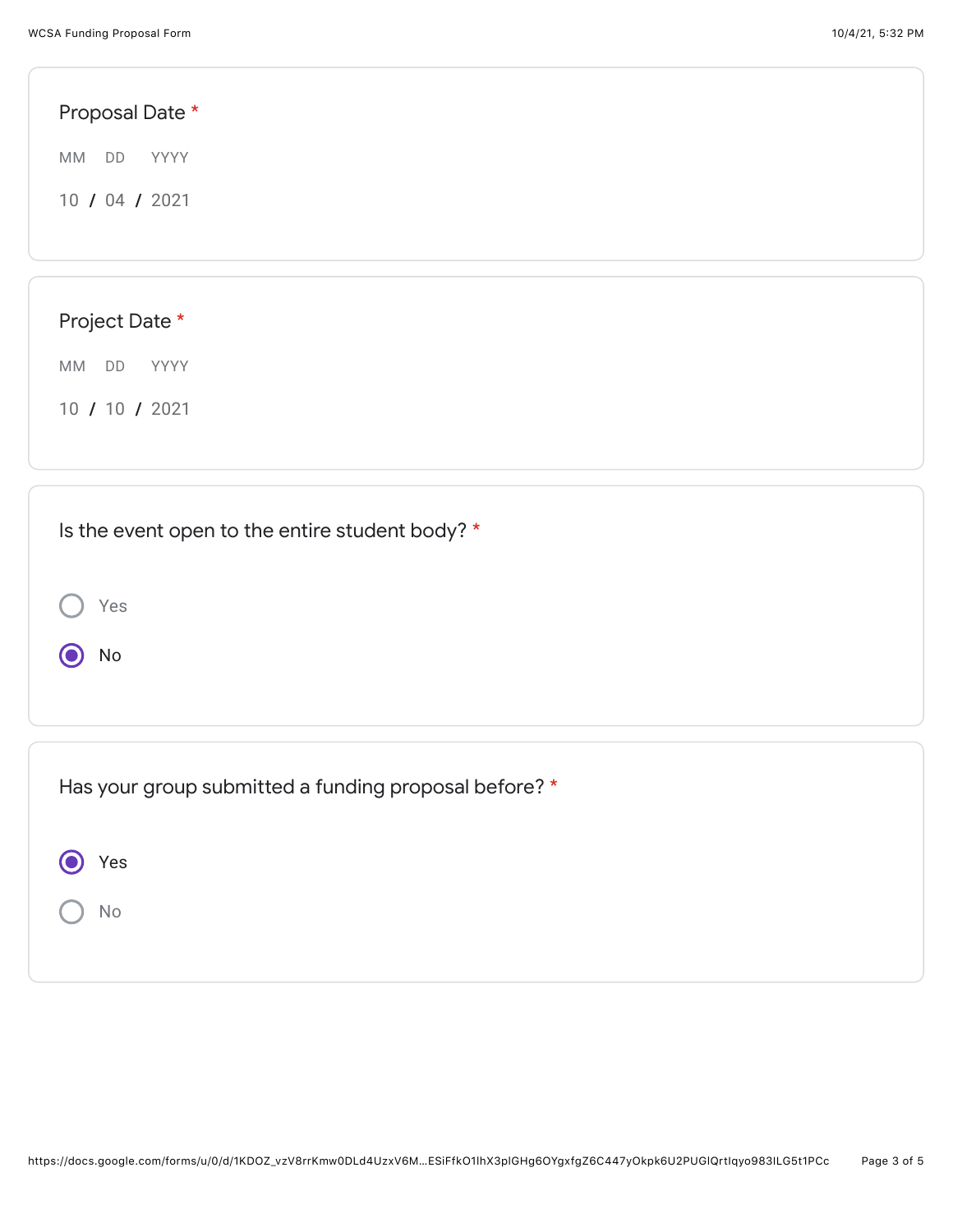**Proposal Date** *

MM DD YYYY

10 / 04 / 2021

**Project Date** *

MM DD YYYY

10 / 10 / 2021

**Is the event open to the entire student body?** *

- ( ) Yes
- (•) No

**Has your group submitted a funding proposal before?** *

- (•) Yes
- ( ) No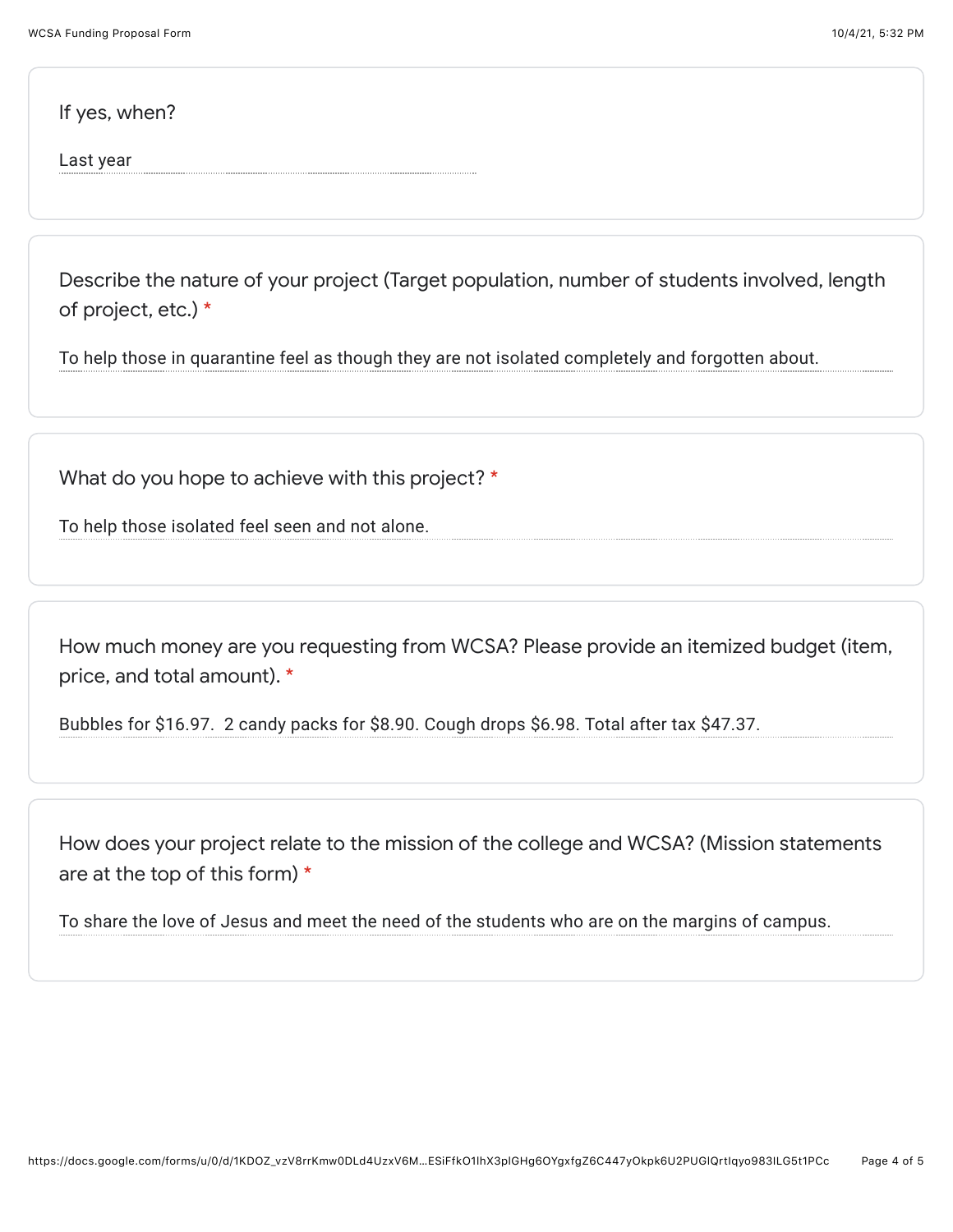If yes, when?

Last year

Describe the nature of your project (Target population, number of students involved, length of project, etc.) *

To help those in quarantine feel as though they are not isolated completely and forgotten about.

What do you hope to achieve with this project? *

To help those isolated feel seen and not alone.

How much money are you requesting from WCSA? Please provide an itemized budget (item, price, and total amount). *

Bubbles for $16.97.  2 candy packs for $8.90. Cough drops $6.98. Total after tax $47.37.

How does your project relate to the mission of the college and WCSA? (Mission statements are at the top of this form) *

To share the love of Jesus and meet the need of the students who are on the margins of campus.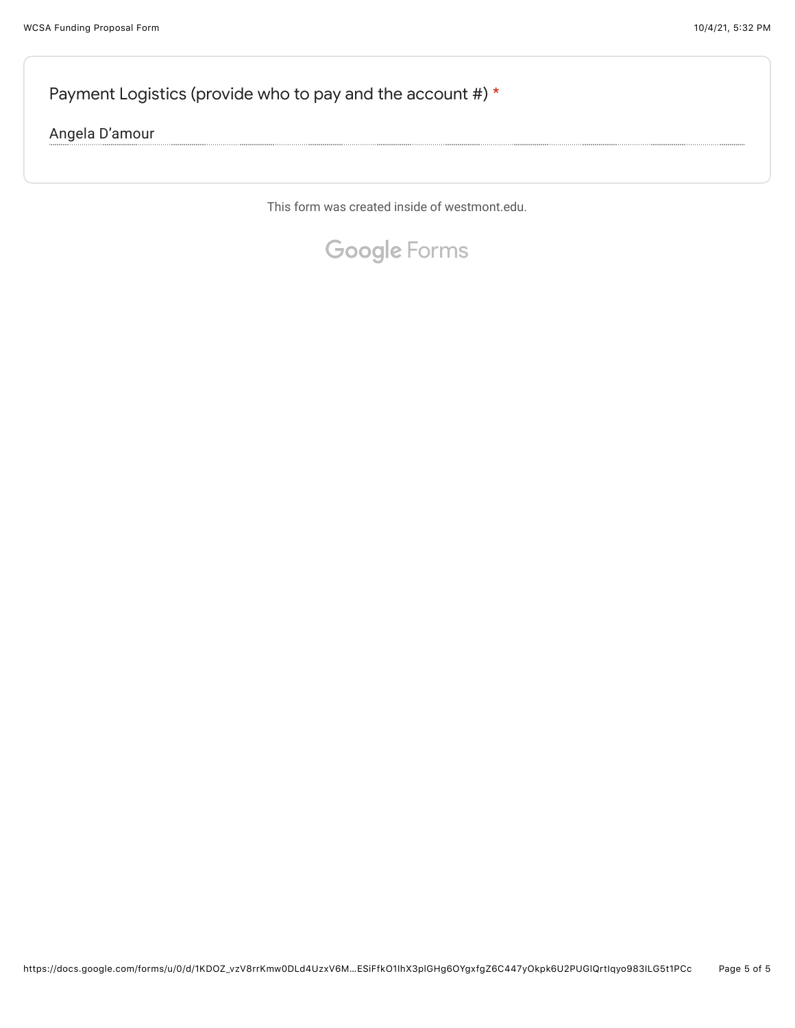Payment Logistics (provide who to pay and the account #) *

Angela D’amour

This form was created inside of westmont.edu.

Google Forms